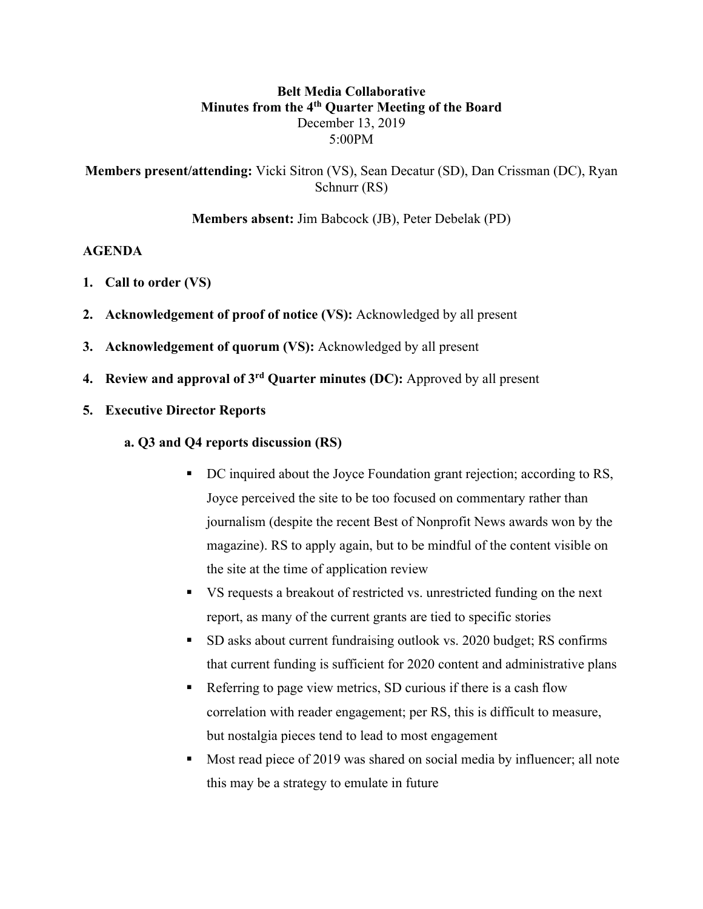**Belt Media Collaborative**
**Minutes from the 4th Quarter Meeting of the Board**
December 13, 2019
5:00PM

**Members present/attending:** Vicki Sitron (VS), Sean Decatur (SD), Dan Crissman (DC), Ryan Schnurr (RS)

**Members absent:** Jim Babcock (JB), Peter Debelak (PD)

**AGENDA**

1. **Call to order (VS)**
2. **Acknowledgement of proof of notice (VS):** Acknowledged by all present
3. **Acknowledgement of quorum (VS):** Acknowledged by all present
4. **Review and approval of 3rd Quarter minutes (DC):** Approved by all present
5. **Executive Director Reports**

   **a. Q3 and Q4 reports discussion (RS)**

   - DC inquired about the Joyce Foundation grant rejection; according to RS, Joyce perceived the site to be too focused on commentary rather than journalism (despite the recent Best of Nonprofit News awards won by the magazine). RS to apply again, but to be mindful of the content visible on the site at the time of application review
   - VS requests a breakout of restricted vs. unrestricted funding on the next report, as many of the current grants are tied to specific stories
   - SD asks about current fundraising outlook vs. 2020 budget; RS confirms that current funding is sufficient for 2020 content and administrative plans
   - Referring to page view metrics, SD curious if there is a cash flow correlation with reader engagement; per RS, this is difficult to measure, but nostalgia pieces tend to lead to most engagement
   - Most read piece of 2019 was shared on social media by influencer; all note this may be a strategy to emulate in future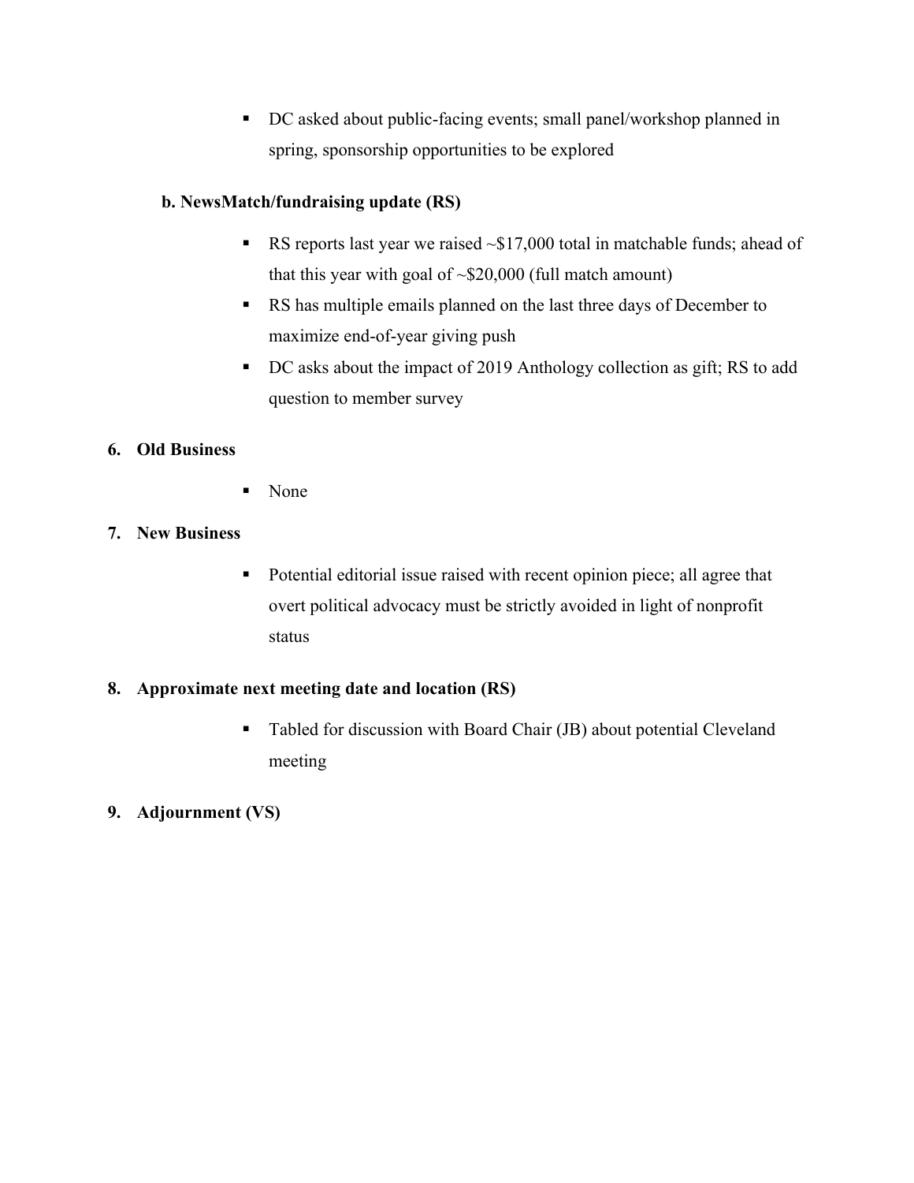- DC asked about public-facing events; small panel/workshop planned in spring, sponsorship opportunities to be explored

**b. NewsMatch/fundraising update (RS)**

- RS reports last year we raised ~$17,000 total in matchable funds; ahead of that this year with goal of ~$20,000 (full match amount)
- RS has multiple emails planned on the last three days of December to maximize end-of-year giving push
- DC asks about the impact of 2019 Anthology collection as gift; RS to add question to member survey

**6. Old Business**

- None

**7. New Business**

- Potential editorial issue raised with recent opinion piece; all agree that overt political advocacy must be strictly avoided in light of nonprofit status

**8. Approximate next meeting date and location (RS)**

- Tabled for discussion with Board Chair (JB) about potential Cleveland meeting

**9. Adjournment (VS)**